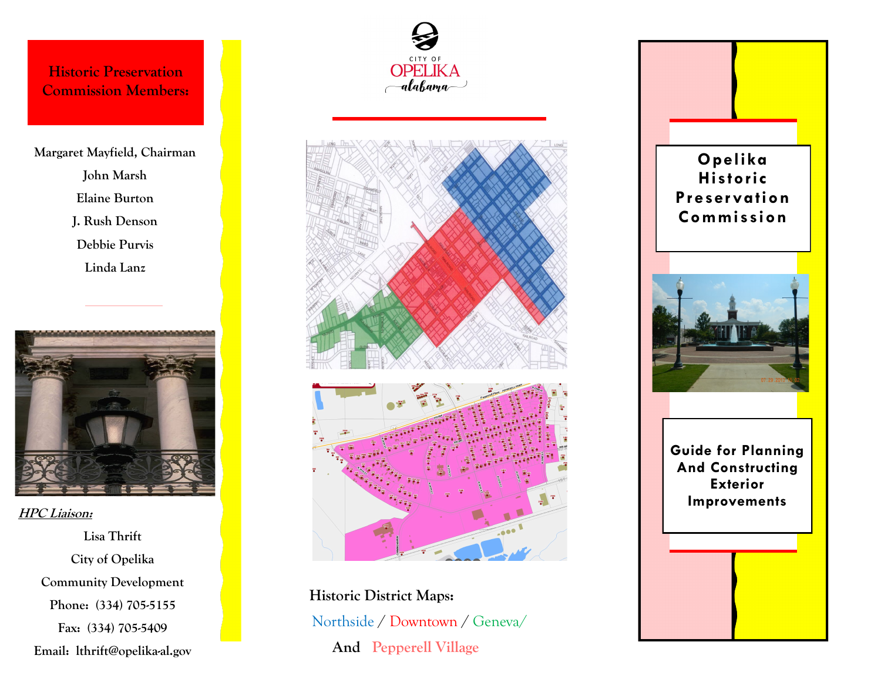## Historic Preservation Commission Members:

Margaret Mayfield, Chairman

John Marsh

Elaine Burton

J. Rush Denson

Debbie Purvis

Linda Lanz

***HPC Liaison:***

Lisa Thrift

City of Opelika

Community Development

Phone: (334) 705-5155

Fax: (334) 705-5409

Email: lthrift@opelika-al.gov

CITY OF OPELIKA alabama

**Historic District Maps:**

Northside / Downtown / Geneva/

And Pepperell Village

# Opelika Historic Preservation Commission

## Guide for Planning And Constructing Exterior Improvements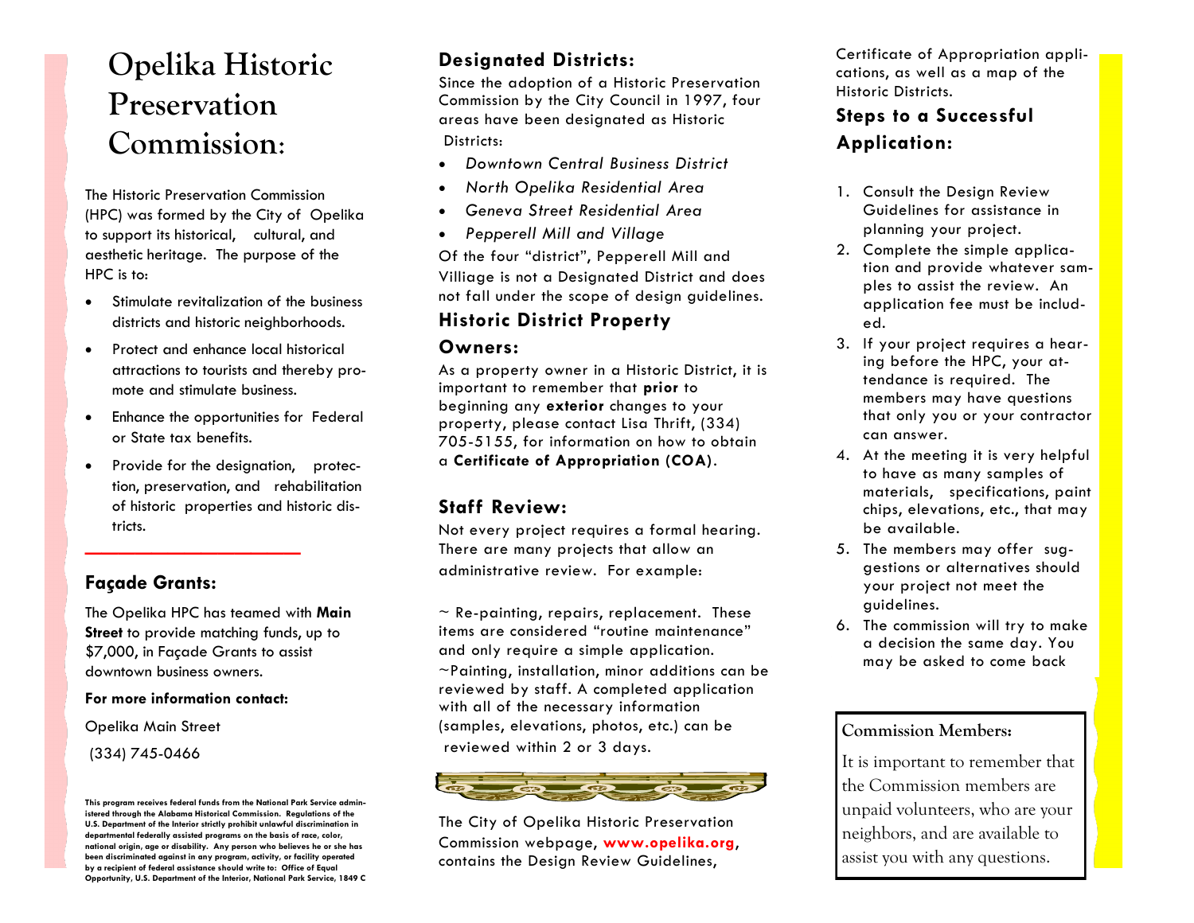# Opelika Historic Preservation Commission:

The Historic Preservation Commission (HPC) was formed by the City of Opelika to support its historical, cultural, and aesthetic heritage. The purpose of the HPC is to:

- Stimulate revitalization of the business districts and historic neighborhoods.
- Protect and enhance local historical attractions to tourists and thereby promote and stimulate business.
- Enhance the opportunities for Federal or State tax benefits.
- Provide for the designation, protection, preservation, and rehabilitation of historic properties and historic districts.

## Façade Grants:

The Opelika HPC has teamed with **Main Street** to provide matching funds, up to $7,000, in Façade Grants to assist downtown business owners.

**For more information contact:**

Opelika Main Street

(334) 745-0466

**This program receives federal funds from the National Park Service administered through the Alabama Historical Commission. Regulations of the U.S. Department of the Interior strictly prohibit unlawful discrimination in departmental federally assisted programs on the basis of race, color, national origin, age or disability. Any person who believes he or she has been discriminated against in any program, activity, or facility operated by a recipient of federal assistance should write to: Office of Equal Opportunity, U.S. Department of the Interior, National Park Service, 1849 C**

## Designated Districts:

Since the adoption of a Historic Preservation Commission by the City Council in 1997, four areas have been designated as Historic Districts:

- *Downtown Central Business District*
- *North Opelika Residential Area*
- *Geneva Street Residential Area*
- *Pepperell Mill and Village*

Of the four "district", Pepperell Mill and Villiage is not a Designated District and does not fall under the scope of design guidelines.

## Historic District Property Owners:

As a property owner in a Historic District, it is important to remember that **prior** to beginning any **exterior** changes to your property, please contact Lisa Thrift, (334) 705-5155, for information on how to obtain a **Certificate of Appropriation (COA)**.

## Staff Review:

Not every project requires a formal hearing. There are many projects that allow an administrative review. For example:

~ Re-painting, repairs, replacement. These items are considered "routine maintenance" and only require a simple application.

~Painting, installation, minor additions can be reviewed by staff. A completed application with all of the necessary information (samples, elevations, photos, etc.) can be reviewed within 2 or 3 days.

The City of Opelika Historic Preservation Commission webpage, **www.opelika.org**, contains the Design Review Guidelines, Certificate of Appropriation applications, as well as a map of the Historic Districts.

## Steps to a Successful Application:

1. Consult the Design Review Guidelines for assistance in planning your project.
2. Complete the simple application and provide whatever samples to assist the review. An application fee must be included.
3. If your project requires a hearing before the HPC, your attendance is required. The members may have questions that only you or your contractor can answer.
4. At the meeting it is very helpful to have as many samples of materials, specifications, paint chips, elevations, etc., that may be available.
5. The members may offer suggestions or alternatives should your project not meet the guidelines.
6. The commission will try to make a decision the same day. You may be asked to come back

### Commission Members:

It is important to remember that the Commission members are unpaid volunteers, who are your neighbors, and are available to assist you with any questions.